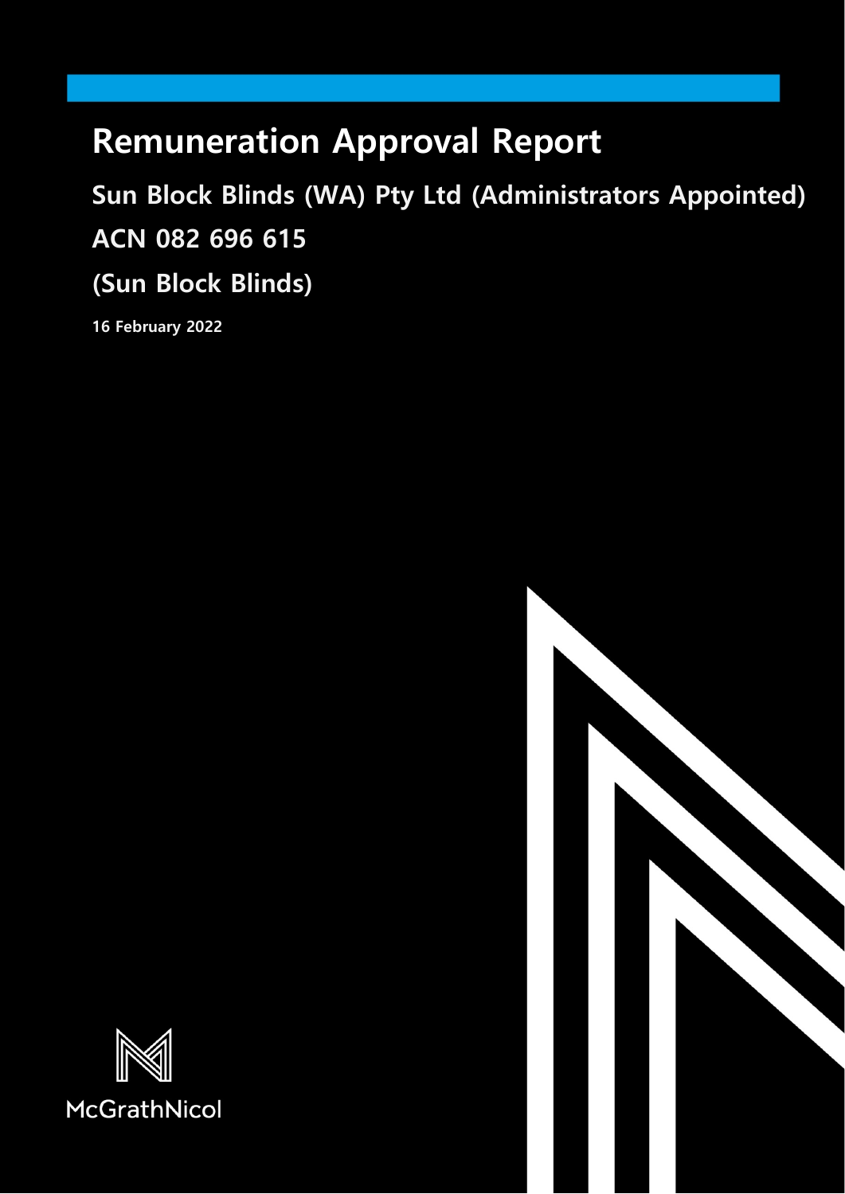# Remuneration Approval Report

## Sun Block Blinds (WA) Pty Ltd (Administrators Appointed)

## ACN 082 696 615

## (Sun Block Blinds)

**16 February 2022**

McGrathNicol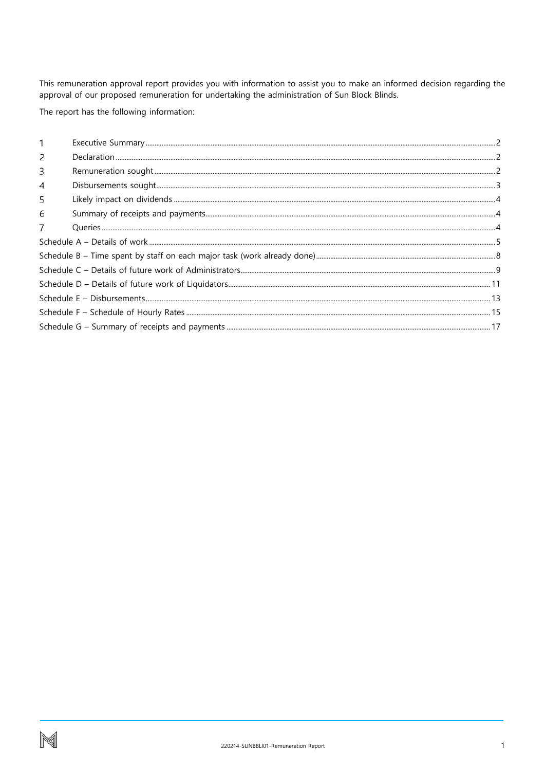This remuneration approval report provides you with information to assist you to make an informed decision regarding the approval of our proposed remuneration for undertaking the administration of Sun Block Blinds.

The report has the following information:

| | | |
|---|---|---|
| 1 | Executive Summary | 2 |
| 2 | Declaration | 2 |
| 3 | Remuneration sought | 2 |
| 4 | Disbursements sought | 3 |
| 5 | Likely impact on dividends | 4 |
| 6 | Summary of receipts and payments | 4 |
| 7 | Queries | 4 |
| Schedule A – Details of work | | 5 |
| Schedule B – Time spent by staff on each major task (work already done) | | 8 |
| Schedule C – Details of future work of Administrators | | 9 |
| Schedule D – Details of future work of Liquidators | | 11 |
| Schedule E – Disbursements | | 13 |
| Schedule F – Schedule of Hourly Rates | | 15 |
| Schedule G – Summary of receipts and payments | | 17 |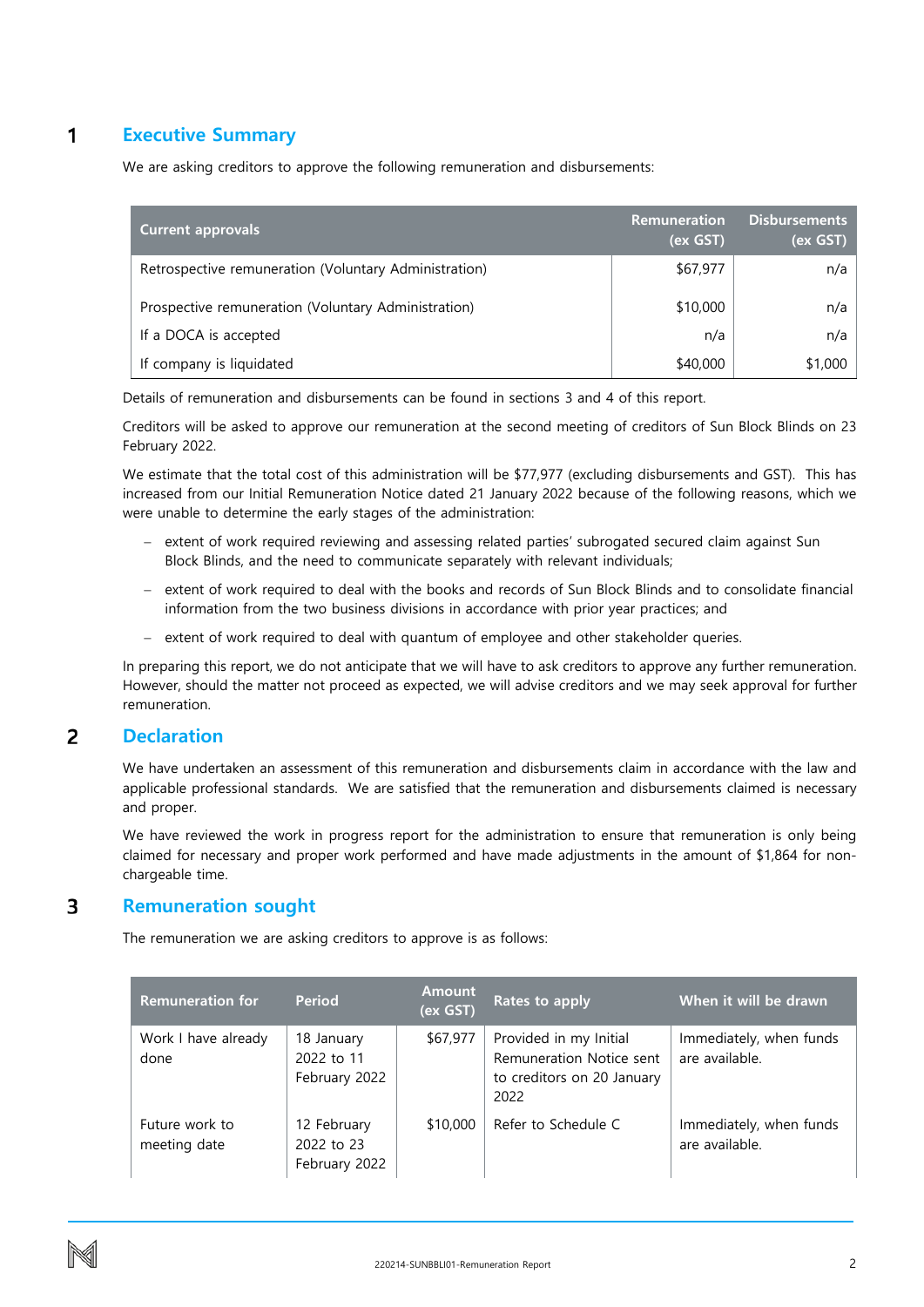## 1 Executive Summary

We are asking creditors to approve the following remuneration and disbursements:

| Current approvals | Remuneration (ex GST) | Disbursements (ex GST) |
|---|---|---|
| Retrospective remuneration (Voluntary Administration) | $67,977 | n/a |
| Prospective remuneration (Voluntary Administration) | $10,000 | n/a |
| If a DOCA is accepted | n/a | n/a |
| If company is liquidated | $40,000 | $1,000 |

Details of remuneration and disbursements can be found in sections 3 and 4 of this report.

Creditors will be asked to approve our remuneration at the second meeting of creditors of Sun Block Blinds on 23 February 2022.

We estimate that the total cost of this administration will be $77,977 (excluding disbursements and GST). This has increased from our Initial Remuneration Notice dated 21 January 2022 because of the following reasons, which we were unable to determine the early stages of the administration:

- extent of work required reviewing and assessing related parties' subrogated secured claim against Sun Block Blinds, and the need to communicate separately with relevant individuals;
- extent of work required to deal with the books and records of Sun Block Blinds and to consolidate financial information from the two business divisions in accordance with prior year practices; and
- extent of work required to deal with quantum of employee and other stakeholder queries.

In preparing this report, we do not anticipate that we will have to ask my creditors to approve any further remuneration. However, should the matter not proceed as expected, we will advise creditors and we may seek approval for further remuneration.

## 2 Declaration

We have undertaken an assessment of this remuneration and disbursements claim in accordance with the law and applicable professional standards. We are satisfied that the remuneration and disbursements claimed is necessary and proper.

We have reviewed the work in progress report for the administration to ensure that remuneration is only being claimed for necessary and proper work performed and have made adjustments in the amount of $1,864 for non-chargeable time.

## 3 Remuneration sought

The remuneration we are asking creditors to approve is as follows:

| Remuneration for | Period | Amount (ex GST) | Rates to apply | When it will be drawn |
|---|---|---|---|---|
| Work I have already done | 18 January 2022 to 11 February 2022 | $67,977 | Provided in my Initial Remuneration Notice sent to creditors on 20 January 2022 | Immediately, when funds are available. |
| Future work to meeting date | 12 February 2022 to 23 February 2022 | $10,000 | Refer to Schedule C | Immediately, when funds are available. |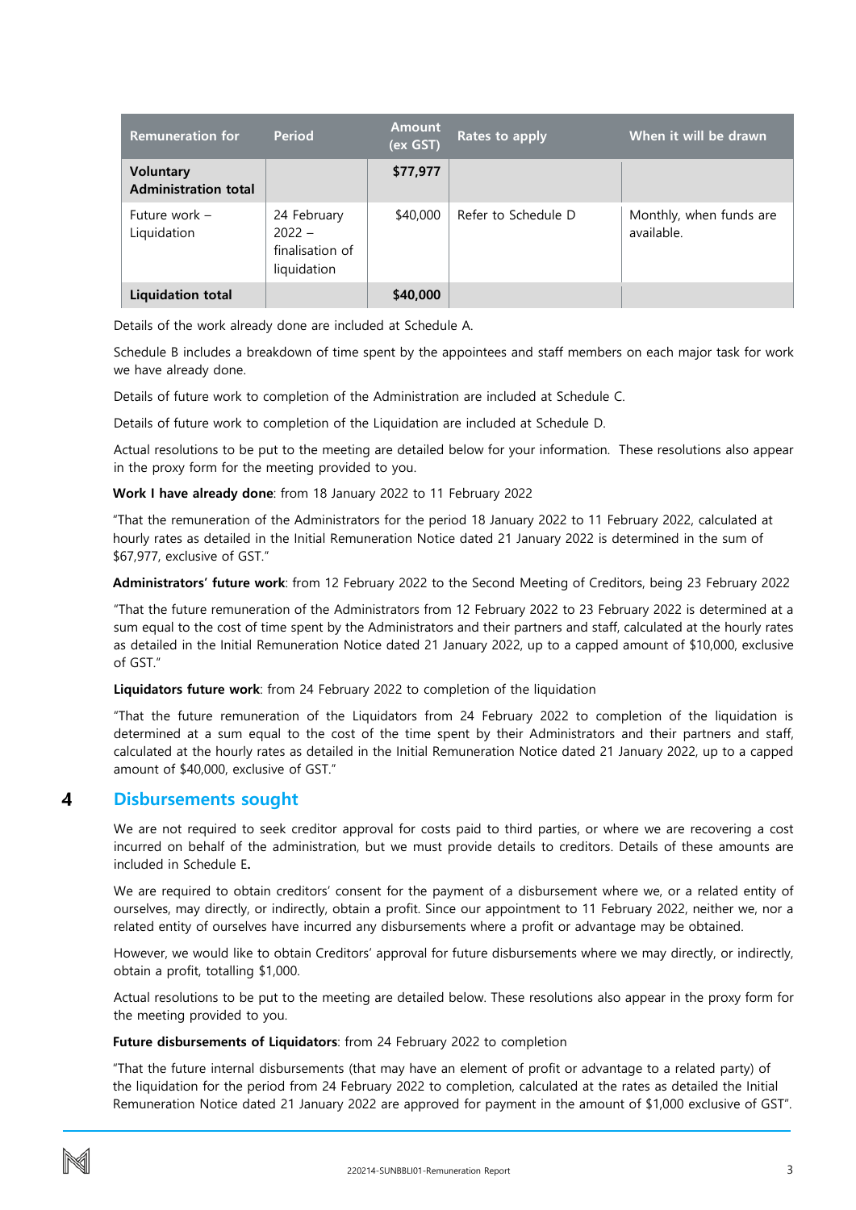| Remuneration for | Period | Amount (ex GST) | Rates to apply | When it will be drawn |
|---|---|---|---|---|
| **Voluntary Administration total** | | **$77,977** | | |
| Future work – Liquidation | 24 February 2022 – finalisation of liquidation | $40,000 | Refer to Schedule D | Monthly, when funds are available. |
| **Liquidation total** | | **$40,000** | | |

Details of the work already done are included at Schedule A.

Schedule B includes a breakdown of time spent by the appointees and staff members on each major task for work we have already done.

Details of future work to completion of the Administration are included at Schedule C.

Details of future work to completion of the Liquidation are included at Schedule D.

Actual resolutions to be put to the meeting are detailed below for your information. These resolutions also appear in the proxy form for the meeting provided to you.

**Work I have already done**: from 18 January 2022 to 11 February 2022

"That the remuneration of the Administrators for the period 18 January 2022 to 11 February 2022, calculated at hourly rates as detailed in the Initial Remuneration Notice dated 21 January 2022 is determined in the sum of $67,977, exclusive of GST."

**Administrators' future work**: from 12 February 2022 to the Second Meeting of Creditors, being 23 February 2022

"That the future remuneration of the Administrators from 12 February 2022 to 23 February 2022 is determined at a sum equal to the cost of time spent by the Administrators and their partners and staff, calculated at the hourly rates as detailed in the Initial Remuneration Notice dated 21 January 2022, up to a capped amount of $10,000, exclusive of GST."

**Liquidators future work**: from 24 February 2022 to completion of the liquidation

"That the future remuneration of the Liquidators from 24 February 2022 to completion of the liquidation is determined at a sum equal to the cost of the time spent by their Administrators and their partners and staff, calculated at the hourly rates as detailed in the Initial Remuneration Notice dated 21 January 2022, up to a capped amount of $40,000, exclusive of GST."

## 4 Disbursements sought

We are not required to seek creditor approval for costs paid to third parties, or where we are recovering a cost incurred on behalf of the administration, but we must provide details to creditors. Details of these amounts are included in Schedule E**.**

We are required to obtain creditors' consent for the payment of a disbursement where we, or a related entity of ourselves, may directly, or indirectly, obtain a profit. Since our appointment to 11 February 2022, neither we, nor a related entity of ourselves have incurred any disbursements where a profit or advantage may be obtained.

However, we would like to obtain Creditors' approval for future disbursements where we may directly, or indirectly, obtain a profit, totalling $1,000.

Actual resolutions to be put to the meeting are detailed below. These resolutions also appear in the proxy form for the meeting provided to you.

**Future disbursements of Liquidators**: from 24 February 2022 to completion

"That the future internal disbursements (that may have an element of profit or advantage to a related party) of the liquidation for the period from 24 February 2022 to completion, calculated at the rates as detailed the Initial Remuneration Notice dated 21 January 2022 are approved for payment in the amount of $1,000 exclusive of GST".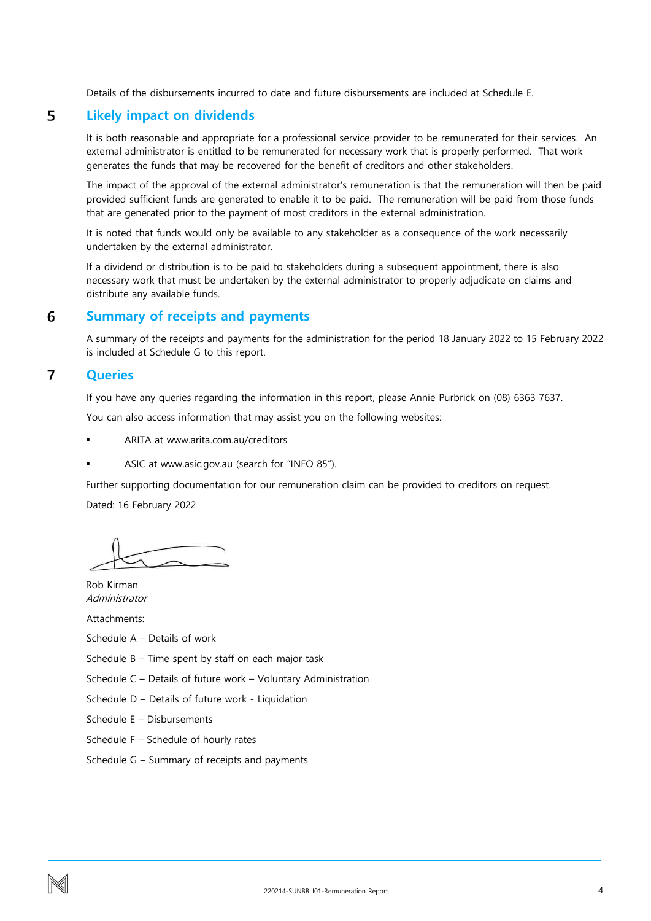Details of the disbursements incurred to date and future disbursements are included at Schedule E.

## 5 Likely impact on dividends

It is both reasonable and appropriate for a professional service provider to be remunerated for their services. An external administrator is entitled to be remunerated for necessary work that is properly performed. That work generates the funds that may be recovered for the benefit of creditors and other stakeholders.

The impact of the approval of the external administrator's remuneration is that the remuneration will then be paid provided sufficient funds are generated to enable it to be paid. The remuneration will be paid from those funds that are generated prior to the payment of most creditors in the external administration.

It is noted that funds would only be available to any stakeholder as a consequence of the work necessarily undertaken by the external administrator.

If a dividend or distribution is to be paid to stakeholders during a subsequent appointment, there is also necessary work that must be undertaken by the external administrator to properly adjudicate on claims and distribute any available funds.

## 6 Summary of receipts and payments

A summary of the receipts and payments for the administration for the period 18 January 2022 to 15 February 2022 is included at Schedule G to this report.

## 7 Queries

If you have any queries regarding the information in this report, please Annie Purbrick on (08) 6363 7637.

You can also access information that may assist you on the following websites:

- ARITA at www.arita.com.au/creditors
- ASIC at www.asic.gov.au (search for "INFO 85").

Further supporting documentation for our remuneration claim can be provided to creditors on request.

Dated: 16 February 2022

Rob Kirman
*Administrator*

Attachments:

Schedule A – Details of work

Schedule B – Time spent by staff on each major task

Schedule C – Details of future work – Voluntary Administration

Schedule D – Details of future work - Liquidation

Schedule E – Disbursements

Schedule F – Schedule of hourly rates

Schedule G – Summary of receipts and payments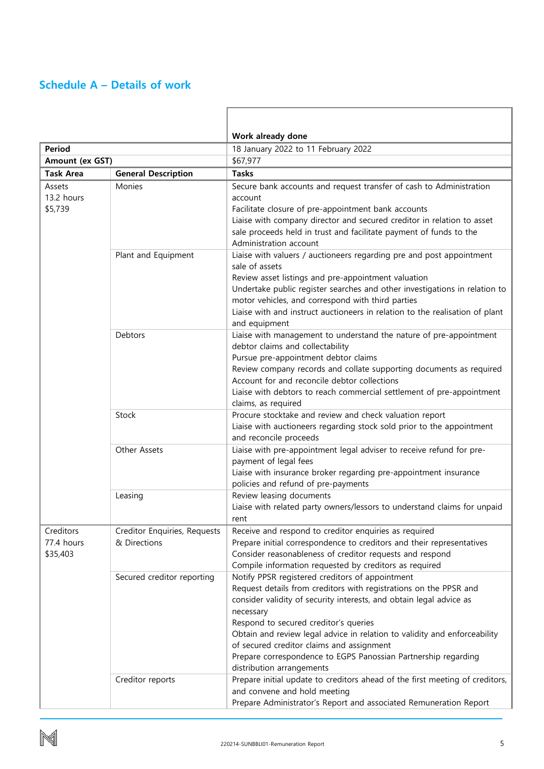## Schedule A – Details of work

| | | Work already done |
|---|---|---|
| **Period** | | 18 January 2022 to 11 February 2022 |
| **Amount (ex GST)** | | $67,977 |
| **Task Area** | **General Description** | **Tasks** |
| Assets<br>13.2 hours<br>$5,739 | Monies | Secure bank accounts and request transfer of cash to Administration account<br>Facilitate closure of pre-appointment bank accounts<br>Liaise with company director and secured creditor in relation to asset sale proceeds held in trust and facilitate payment of funds to the Administration account |
| | Plant and Equipment | Liaise with valuers / auctioneers regarding pre and post appointment sale of assets<br>Review asset listings and pre-appointment valuation<br>Undertake public register searches and other investigations in relation to motor vehicles, and correspond with third parties<br>Liaise with and instruct auctioneers in relation to the realisation of plant and equipment |
| | Debtors | Liaise with management to understand the nature of pre-appointment debtor claims and collectability<br>Pursue pre-appointment debtor claims<br>Review company records and collate supporting documents as required<br>Account for and reconcile debtor collections<br>Liaise with debtors to reach commercial settlement of pre-appointment claims, as required |
| | Stock | Procure stocktake and review and check valuation report<br>Liaise with auctioneers regarding stock sold prior to the appointment and reconcile proceeds |
| | Other Assets | Liaise with pre-appointment legal adviser to receive refund for pre-payment of legal fees<br>Liaise with insurance broker regarding pre-appointment insurance policies and refund of pre-payments |
| | Leasing | Review leasing documents<br>Liaise with related party owners/lessors to understand claims for unpaid rent |
| Creditors<br>77.4 hours<br>$35,403 | Creditor Enquiries, Requests & Directions | Receive and respond to creditor enquiries as required<br>Prepare initial correspondence to creditors and their representatives<br>Consider reasonableness of creditor requests and respond<br>Compile information requested by creditors as required |
| | Secured creditor reporting | Notify PPSR registered creditors of appointment<br>Request details from creditors with registrations on the PPSR and consider validity of security interests, and obtain legal advice as necessary<br>Respond to secured creditor's queries<br>Obtain and review legal advice in relation to validity and enforceability of secured creditor claims and assignment<br>Prepare correspondence to EGPS Panossian Partnership regarding distribution arrangements |
| | Creditor reports | Prepare initial update to creditors ahead of the first meeting of creditors, and convene and hold meeting<br>Prepare Administrator's Report and associated Remuneration Report |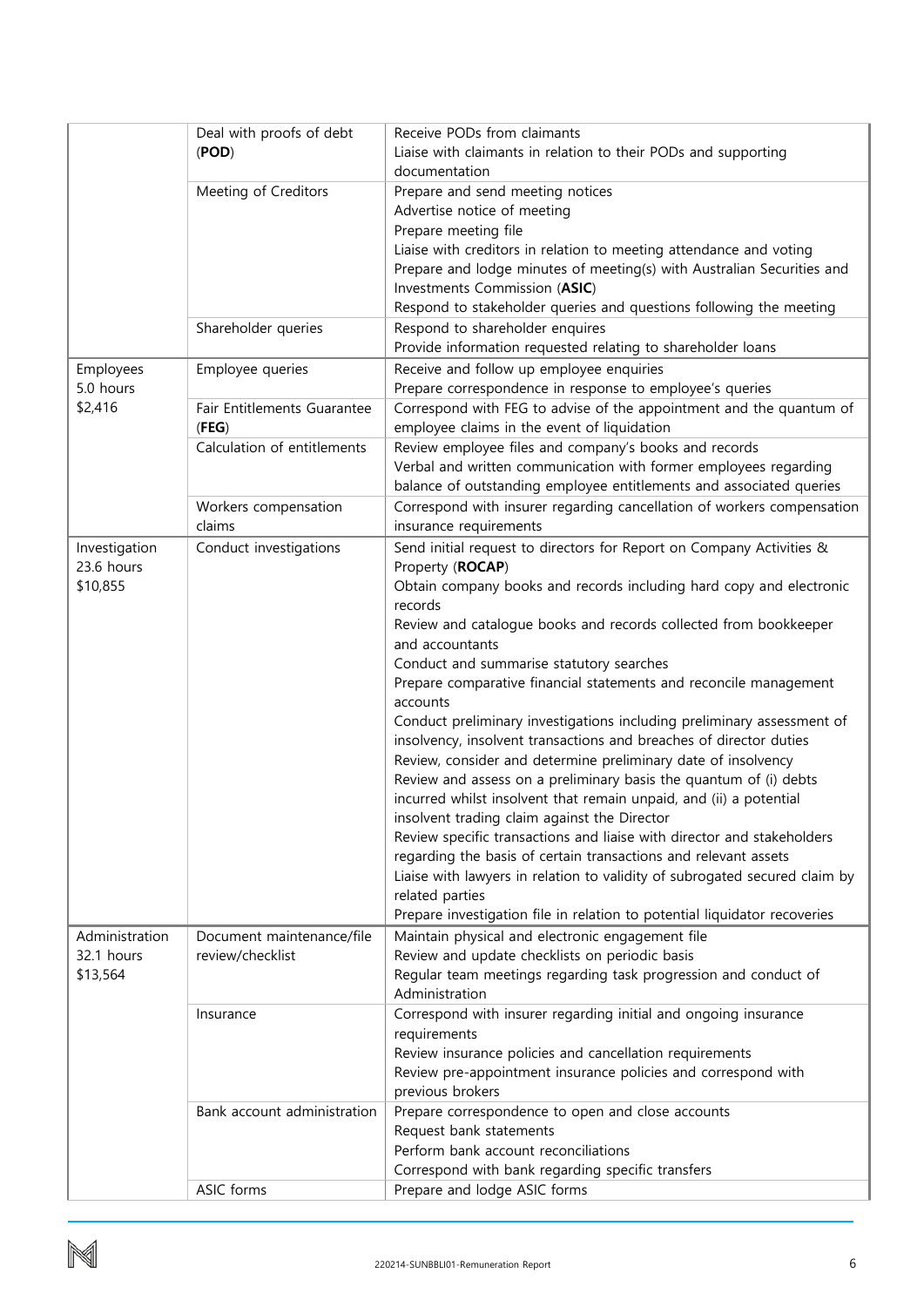| | | |
|---|---|---|
| | Deal with proofs of debt (**POD**) | Receive PODs from claimants<br>Liaise with claimants in relation to their PODs and supporting documentation |
| | Meeting of Creditors | Prepare and send meeting notices<br>Advertise notice of meeting<br>Prepare meeting file<br>Liaise with creditors in relation to meeting attendance and voting<br>Prepare and lodge minutes of meeting(s) with Australian Securities and Investments Commission (**ASIC**)<br>Respond to stakeholder queries and questions following the meeting |
| | Shareholder queries | Respond to shareholder enquires<br>Provide information requested relating to shareholder loans |
| Employees<br>5.0 hours<br>$2,416 | Employee queries | Receive and follow up employee enquiries<br>Prepare correspondence in response to employee's queries |
| | Fair Entitlements Guarantee (**FEG**) | Correspond with FEG to advise of the appointment and the quantum of employee claims in the event of liquidation |
| | Calculation of entitlements | Review employee files and company's books and records<br>Verbal and written communication with former employees regarding balance of outstanding employee entitlements and associated queries |
| | Workers compensation claims | Correspond with insurer regarding cancellation of workers compensation insurance requirements |
| Investigation<br>23.6 hours<br>$10,855 | Conduct investigations | Send initial request to directors for Report on Company Activities & Property (**ROCAP**)<br>Obtain company books and records including hard copy and electronic records<br>Review and catalogue books and records collected from bookkeeper and accountants<br>Conduct and summarise statutory searches<br>Prepare comparative financial statements and reconcile management accounts<br>Conduct preliminary investigations including preliminary assessment of insolvency, insolvent transactions and breaches of director duties<br>Review, consider and determine preliminary date of insolvency<br>Review and assess on a preliminary basis the quantum of (i) debts incurred whilst insolvent that remain unpaid, and (ii) a potential insolvent trading claim against the Director<br>Review specific transactions and liaise with director and stakeholders regarding the basis of certain transactions and relevant assets<br>Liaise with lawyers in relation to validity of subrogated secured claim by related parties<br>Prepare investigation file in relation to potential liquidator recoveries |
| Administration<br>32.1 hours<br>$13,564 | Document maintenance/file review/checklist | Maintain physical and electronic engagement file<br>Review and update checklists on periodic basis<br>Regular team meetings regarding task progression and conduct of Administration |
| | Insurance | Correspond with insurer regarding initial and ongoing insurance requirements<br>Review insurance policies and cancellation requirements<br>Review pre-appointment insurance policies and correspond with previous brokers |
| | Bank account administration | Prepare correspondence to open and close accounts<br>Request bank statements<br>Perform bank account reconciliations<br>Correspond with bank regarding specific transfers |
| | ASIC forms | Prepare and lodge ASIC forms |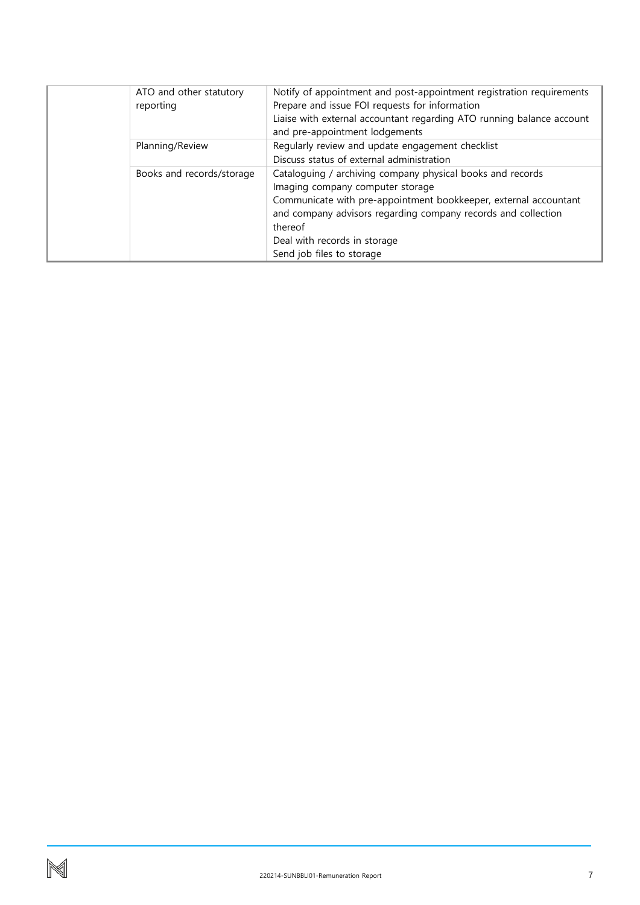| | | |
|---|---|---|
| | ATO and other statutory reporting | Notify of appointment and post-appointment registration requirements<br>Prepare and issue FOI requests for information<br>Liaise with external accountant regarding ATO running balance account and pre-appointment lodgements |
| | Planning/Review | Regularly review and update engagement checklist<br>Discuss status of external administration |
| | Books and records/storage | Cataloguing / archiving company physical books and records<br>Imaging company computer storage<br>Communicate with pre-appointment bookkeeper, external accountant and company advisors regarding company records and collection thereof<br>Deal with records in storage<br>Send job files to storage |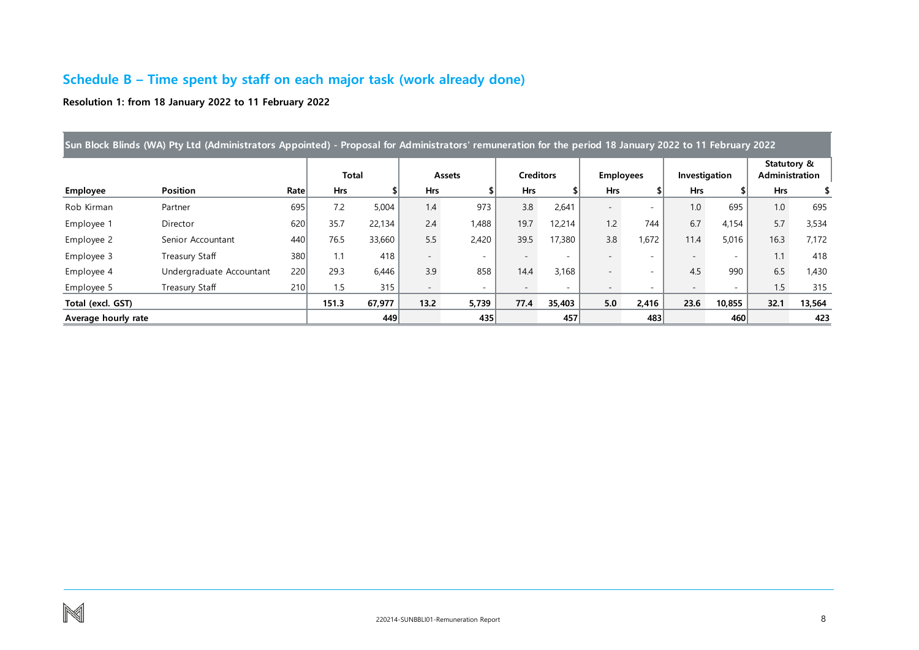## Schedule B – Time spent by staff on each major task (work already done)

**Resolution 1: from 18 January 2022 to 11 February 2022**

| Sun Block Blinds (WA) Pty Ltd (Administrators Appointed) - Proposal for Administrators' remuneration for the period 18 January 2022 to 11 February 2022 | | | | | | | | | | | | | | | |
|---|---|---|---|---|---|---|---|---|---|---|---|---|---|---|---|
| | | | Total | | Assets | | Creditors | | Employees | | Investigation | | Statutory & Administration | |
| **Employee** | **Position** | **Rate** | **Hrs** | **$** | **Hrs** | **$** | **Hrs** | **$** | **Hrs** | **$** | **Hrs** | **$** | **Hrs** | **$** |
| Rob Kirman | Partner | 695 | 7.2 | 5,004 | 1.4 | 973 | 3.8 | 2,641 | - | - | 1.0 | 695 | 1.0 | 695 |
| Employee 1 | Director | 620 | 35.7 | 22,134 | 2.4 | 1,488 | 19.7 | 12,214 | 1.2 | 744 | 6.7 | 4,154 | 5.7 | 3,534 |
| Employee 2 | Senior Accountant | 440 | 76.5 | 33,660 | 5.5 | 2,420 | 39.5 | 17,380 | 3.8 | 1,672 | 11.4 | 5,016 | 16.3 | 7,172 |
| Employee 3 | Treasury Staff | 380 | 1.1 | 418 | - | - | - | - | - | - | - | - | 1.1 | 418 |
| Employee 4 | Undergraduate Accountant | 220 | 29.3 | 6,446 | 3.9 | 858 | 14.4 | 3,168 | - | - | 4.5 | 990 | 6.5 | 1,430 |
| Employee 5 | Treasury Staff | 210 | 1.5 | 315 | - | - | - | - | - | - | - | - | 1.5 | 315 |
| **Total (excl. GST)** | | | **151.3** | **67,977** | **13.2** | **5,739** | **77.4** | **35,403** | **5.0** | **2,416** | **23.6** | **10,855** | **32.1** | **13,564** |
| **Average hourly rate** | | | | **449** | | **435** | | **457** | | **483** | | **460** | | **423** |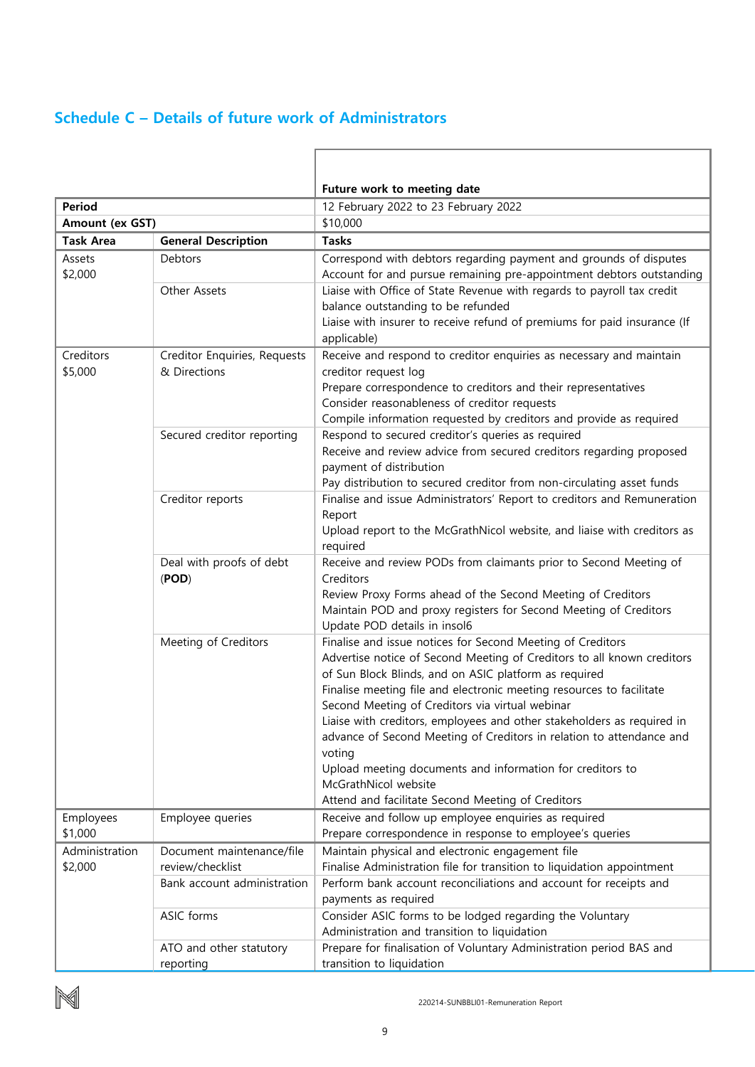## Schedule C – Details of future work of Administrators

| | | Future work to meeting date |
|---|---|---|
| **Period** | | 12 February 2022 to 23 February 2022 |
| **Amount (ex GST)** | | $10,000 |
| **Task Area** | **General Description** | **Tasks** |
| Assets<br>$2,000 | Debtors | Correspond with debtors regarding payment and grounds of disputes<br>Account for and pursue remaining pre-appointment debtors outstanding |
| | Other Assets | Liaise with Office of State Revenue with regards to payroll tax credit balance outstanding to be refunded<br>Liaise with insurer to receive refund of premiums for paid insurance (If applicable) |
| Creditors<br>$5,000 | Creditor Enquiries, Requests & Directions | Receive and respond to creditor enquiries as necessary and maintain creditor request log<br>Prepare correspondence to creditors and their representatives<br>Consider reasonableness of creditor requests<br>Compile information requested by creditors and provide as required |
| | Secured creditor reporting | Respond to secured creditor's queries as required<br>Receive and review advice from secured creditors regarding proposed payment of distribution<br>Pay distribution to secured creditor from non-circulating asset funds |
| | Creditor reports | Finalise and issue Administrators' Report to creditors and Remuneration Report<br>Upload report to the McGrathNicol website, and liaise with creditors as required |
| | Deal with proofs of debt (**POD**) | Receive and review PODs from claimants prior to Second Meeting of Creditors<br>Review Proxy Forms ahead of the Second Meeting of Creditors<br>Maintain POD and proxy registers for Second Meeting of Creditors<br>Update POD details in insol6 |
| | Meeting of Creditors | Finalise and issue notices for Second Meeting of Creditors<br>Advertise notice of Second Meeting of Creditors to all known creditors of Sun Block Blinds, and on ASIC platform as required<br>Finalise meeting file and electronic meeting resources to facilitate Second Meeting of Creditors via virtual webinar<br>Liaise with creditors, employees and other stakeholders as required in advance of Second Meeting of Creditors in relation to attendance and voting<br>Upload meeting documents and information for creditors to McGrathNicol website<br>Attend and facilitate Second Meeting of Creditors |
| Employees<br>$1,000 | Employee queries | Receive and follow up employee enquiries as required<br>Prepare correspondence in response to employee's queries |
| Administration<br>$2,000 | Document maintenance/file review/checklist | Maintain physical and electronic engagement file<br>Finalise Administration file for transition to liquidation appointment |
| | Bank account administration | Perform bank account reconciliations and account for receipts and payments as required |
| | ASIC forms | Consider ASIC forms to be lodged regarding the Voluntary Administration and transition to liquidation |
| | ATO and other statutory reporting | Prepare for finalisation of Voluntary Administration period BAS and transition to liquidation |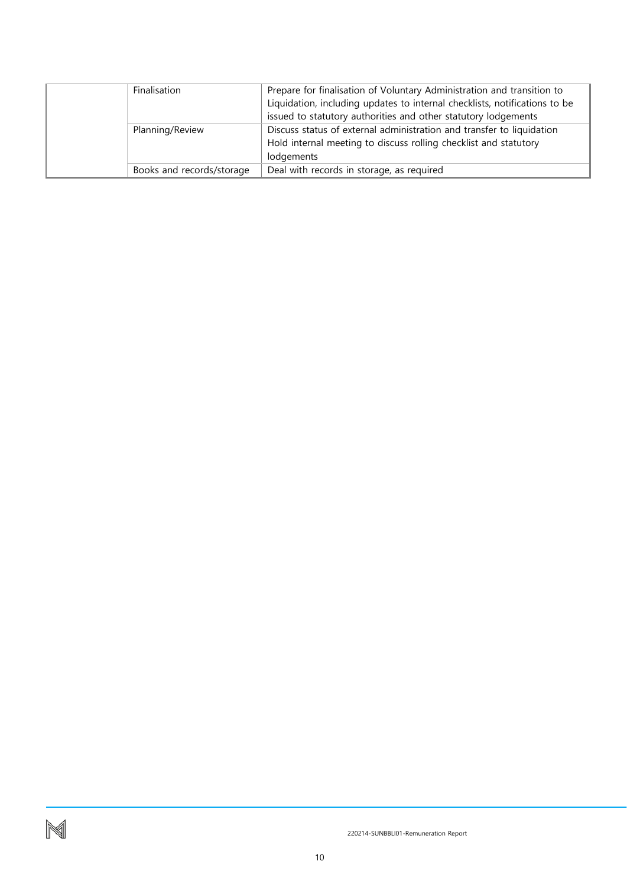| | | |
|---|---|---|
| | Finalisation | Prepare for finalisation of Voluntary Administration and transition to Liquidation, including updates to internal checklists, notifications to be issued to statutory authorities and other statutory lodgements |
| | Planning/Review | Discuss status of external administration and transfer to liquidation<br>Hold internal meeting to discuss rolling checklist and statutory lodgements |
| | Books and records/storage | Deal with records in storage, as required |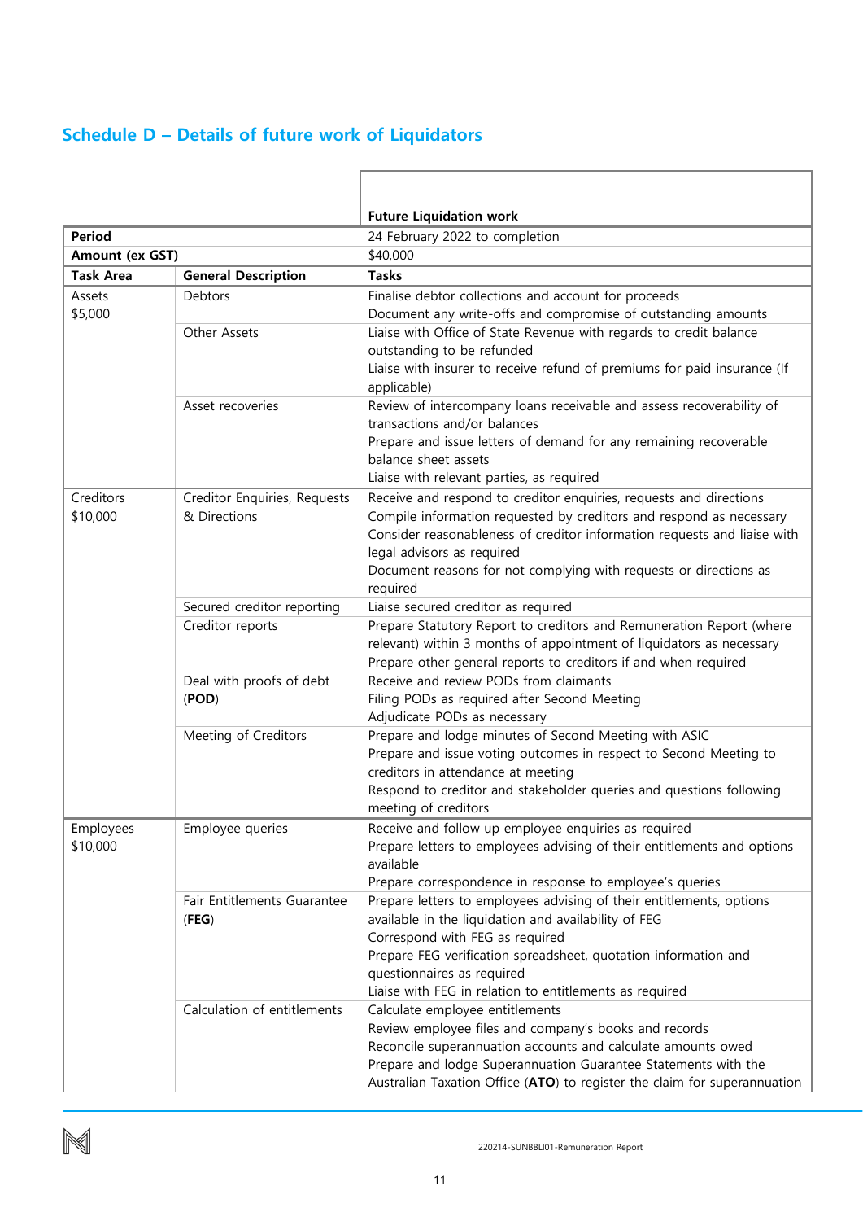## Schedule D – Details of future work of Liquidators

| | | Future Liquidation work |
|---|---|---|
| **Period** | | 24 February 2022 to completion |
| **Amount (ex GST)** | | $40,000 |
| **Task Area** | **General Description** | **Tasks** |
| Assets<br>$5,000 | Debtors | Finalise debtor collections and account for proceeds<br>Document any write-offs and compromise of outstanding amounts |
| | Other Assets | Liaise with Office of State Revenue with regards to credit balance outstanding to be refunded<br>Liaise with insurer to receive refund of premiums for paid insurance (If applicable) |
| | Asset recoveries | Review of intercompany loans receivable and assess recoverability of transactions and/or balances<br>Prepare and issue letters of demand for any remaining recoverable balance sheet assets<br>Liaise with relevant parties, as required |
| Creditors<br>$10,000 | Creditor Enquiries, Requests & Directions | Receive and respond to creditor enquiries, requests and directions<br>Compile information requested by creditors and respond as necessary<br>Consider reasonableness of creditor information requests and liaise with legal advisors as required<br>Document reasons for not complying with requests or directions as required |
| | Secured creditor reporting | Liaise secured creditor as required |
| | Creditor reports | Prepare Statutory Report to creditors and Remuneration Report (where relevant) within 3 months of appointment of liquidators as necessary<br>Prepare other general reports to creditors if and when required |
| | Deal with proofs of debt (**POD**) | Receive and review PODs from claimants<br>Filing PODs as required after Second Meeting<br>Adjudicate PODs as necessary |
| | Meeting of Creditors | Prepare and lodge minutes of Second Meeting with ASIC<br>Prepare and issue voting outcomes in respect to Second Meeting to creditors in attendance at meeting<br>Respond to creditor and stakeholder queries and questions following meeting of creditors |
| Employees<br>$10,000 | Employee queries | Receive and follow up employee enquiries as required<br>Prepare letters to employees advising of their entitlements and options available<br>Prepare correspondence in response to employee's queries |
| | Fair Entitlements Guarantee (**FEG**) | Prepare letters to employees advising of their entitlements, options available in the liquidation and availability of FEG<br>Correspond with FEG as required<br>Prepare FEG verification spreadsheet, quotation information and questionnaires as required<br>Liaise with FEG in relation to entitlements as required |
| | Calculation of entitlements | Calculate employee entitlements<br>Review employee files and company's books and records<br>Reconcile superannuation accounts and calculate amounts owed<br>Prepare and lodge Superannuation Guarantee Statements with the Australian Taxation Office (**ATO**) to register the claim for superannuation |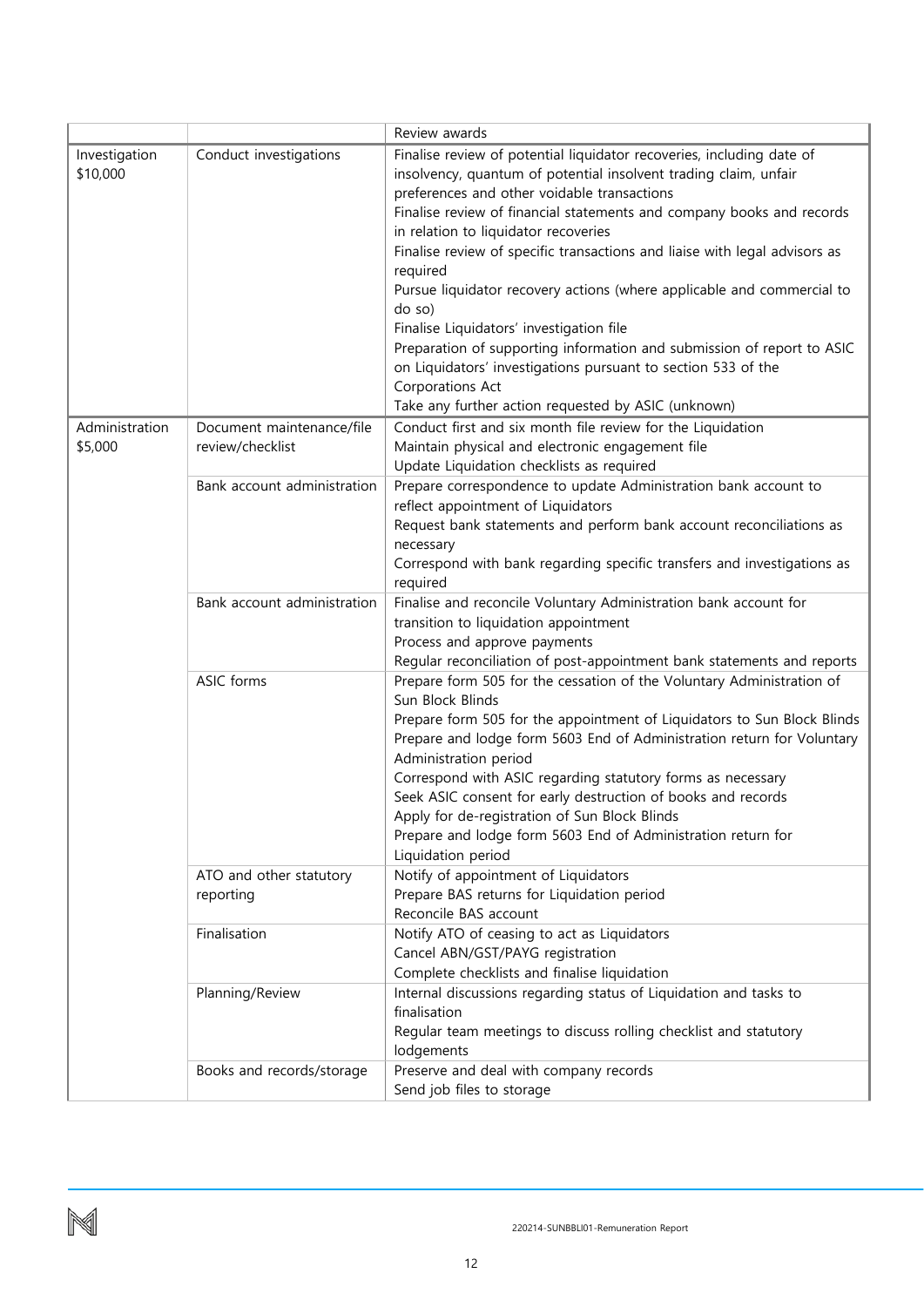| | | Review awards |
|---|---|---|
| Investigation<br>$10,000 | Conduct investigations | Finalise review of potential liquidator recoveries, including date of insolvency, quantum of potential insolvent trading claim, unfair preferences and other voidable transactions<br>Finalise review of financial statements and company books and records in relation to liquidator recoveries<br>Finalise review of specific transactions and liaise with legal advisors as required<br>Pursue liquidator recovery actions (where applicable and commercial to do so)<br>Finalise Liquidators' investigation file<br>Preparation of supporting information and submission of report to ASIC on Liquidators' investigations pursuant to section 533 of the Corporations Act<br>Take any further action requested by ASIC (unknown) |
| Administration<br>$5,000 | Document maintenance/file review/checklist | Conduct first and six month file review for the Liquidation<br>Maintain physical and electronic engagement file<br>Update Liquidation checklists as required |
| | Bank account administration | Prepare correspondence to update Administration bank account to reflect appointment of Liquidators<br>Request bank statements and perform bank account reconciliations as necessary<br>Correspond with bank regarding specific transfers and investigations as required |
| | Bank account administration | Finalise and reconcile Voluntary Administration bank account for transition to liquidation appointment<br>Process and approve payments<br>Regular reconciliation of post-appointment bank statements and reports |
| | ASIC forms | Prepare form 505 for the cessation of the Voluntary Administration of Sun Block Blinds<br>Prepare form 505 for the appointment of Liquidators to Sun Block Blinds<br>Prepare and lodge form 5603 End of Administration return for Voluntary Administration period<br>Correspond with ASIC regarding statutory forms as necessary<br>Seek ASIC consent for early destruction of books and records<br>Apply for de-registration of Sun Block Blinds<br>Prepare and lodge form 5603 End of Administration return for Liquidation period |
| | ATO and other statutory reporting | Notify of appointment of Liquidators<br>Prepare BAS returns for Liquidation period<br>Reconcile BAS account |
| | Finalisation | Notify ATO of ceasing to act as Liquidators<br>Cancel ABN/GST/PAYG registration<br>Complete checklists and finalise liquidation |
| | Planning/Review | Internal discussions regarding status of Liquidation and tasks to finalisation<br>Regular team meetings to discuss rolling checklist and statutory lodgements |
| | Books and records/storage | Preserve and deal with company records<br>Send job files to storage |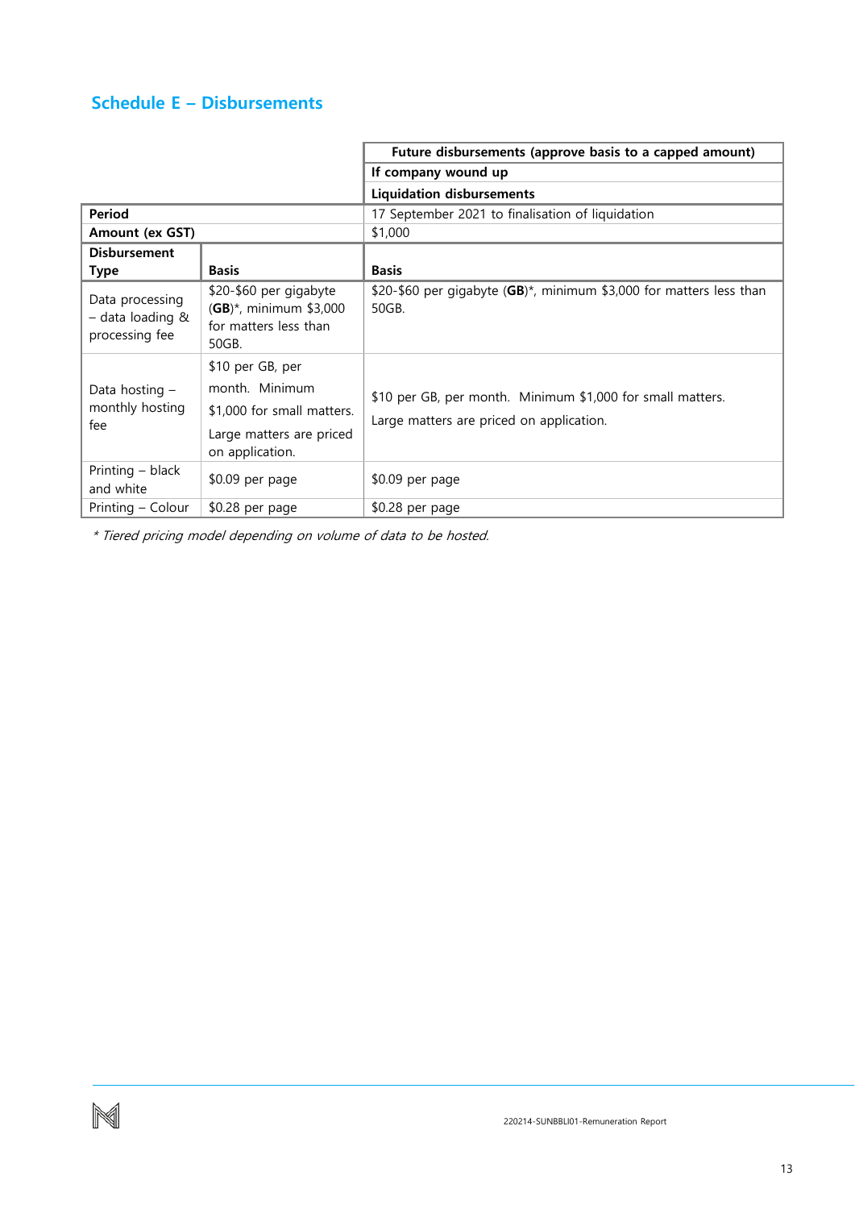## Schedule E – Disbursements

| | | Future disbursements (approve basis to a capped amount) |
|---|---|---|
| | | If company wound up |
| | | Liquidation disbursements |
| **Period** | | 17 September 2021 to finalisation of liquidation |
| **Amount (ex GST)** | | $1,000 |
| **Disbursement Type** | **Basis** | **Basis** |
| Data processing – data loading & processing fee | $20-$60 per gigabyte (**GB**)*, minimum $3,000 for matters less than 50GB. | $20-$60 per gigabyte (**GB**)*, minimum $3,000 for matters less than 50GB. |
| Data hosting – monthly hosting fee | $10 per GB, per month. Minimum $1,000 for small matters. Large matters are priced on application. | $10 per GB, per month. Minimum $1,000 for small matters. Large matters are priced on application. |
| Printing – black and white | $0.09 per page | $0.09 per page |
| Printing – Colour | $0.28 per page | $0.28 per page |

*\* Tiered pricing model depending on volume of data to be hosted.*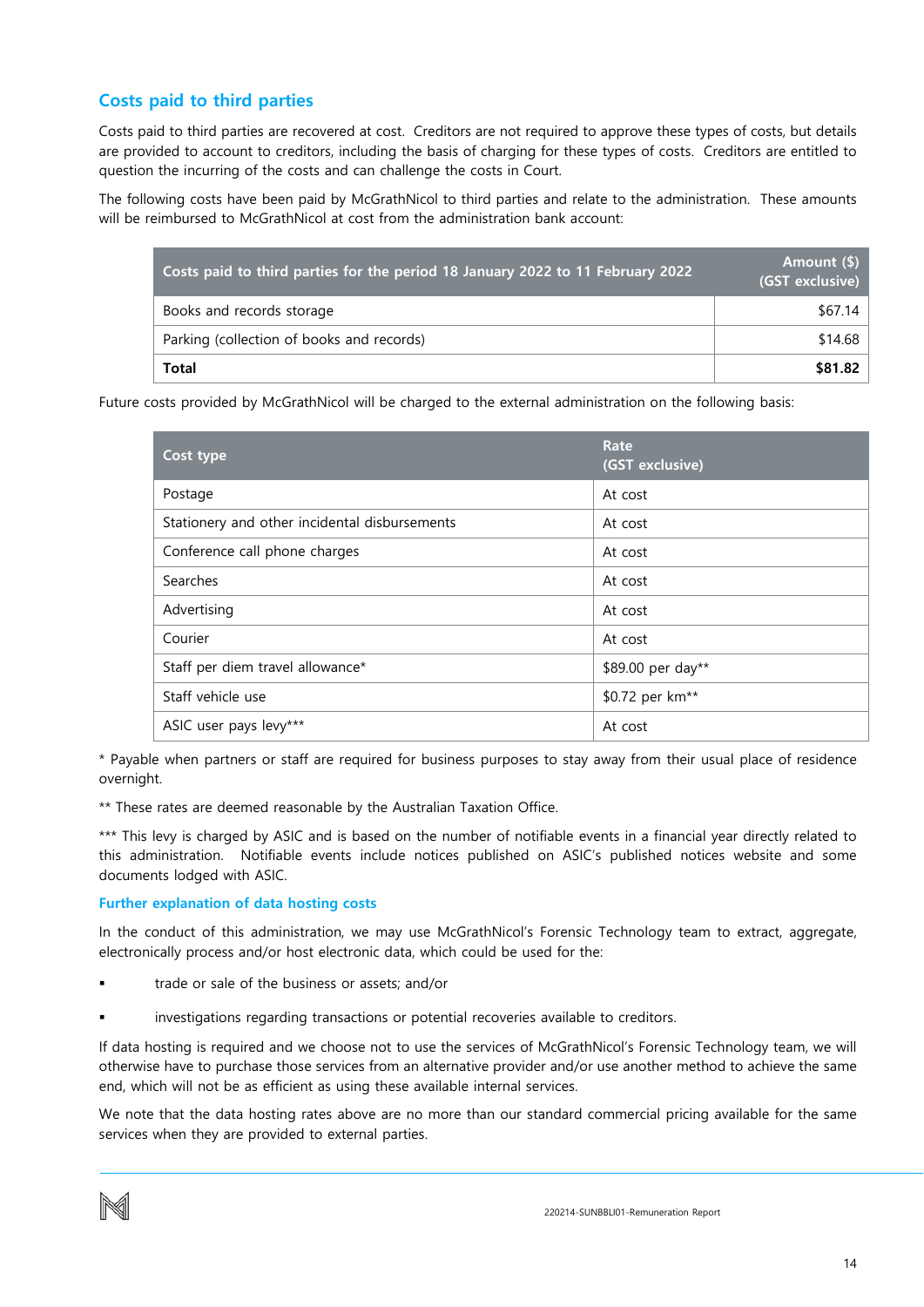## Costs paid to third parties

Costs paid to third parties are recovered at cost. Creditors are not required to approve these types of costs, but details are provided to account to creditors, including the basis of charging for these types of costs. Creditors are entitled to question the incurring of the costs and can challenge the costs in Court.

The following costs have been paid by McGrathNicol to third parties and relate to the administration. These amounts will be reimbursed to McGrathNicol at cost from the administration bank account:

| Costs paid to third parties for the period 18 January 2022 to 11 February 2022 | Amount ($) (GST exclusive) |
|---|---|
| Books and records storage | $67.14 |
| Parking (collection of books and records) | $14.68 |
| **Total** | **$81.82** |

Future costs provided by McGrathNicol will be charged to the external administration on the following basis:

| Cost type | Rate (GST exclusive) |
|---|---|
| Postage | At cost |
| Stationery and other incidental disbursements | At cost |
| Conference call phone charges | At cost |
| Searches | At cost |
| Advertising | At cost |
| Courier | At cost |
| Staff per diem travel allowance* | $89.00 per day** |
| Staff vehicle use | $0.72 per km** |
| ASIC user pays levy*** | At cost |

\* Payable when partners or staff are required for business purposes to stay away from their usual place of residence overnight.

** These rates are deemed reasonable by the Australian Taxation Office.

*** This levy is charged by ASIC and is based on the number of notifiable events in a financial year directly related to this administration. Notifiable events include notices published on ASIC's published notices website and some documents lodged with ASIC.

### Further explanation of data hosting costs

In the conduct of this administration, we may use McGrathNicol's Forensic Technology team to extract, aggregate, electronically process and/or host electronic data, which could be used for the:

- trade or sale of the business or assets; and/or
- investigations regarding transactions or potential recoveries available to creditors.

If data hosting is required and we choose not to use the services of McGrathNicol's Forensic Technology team, we will otherwise have to purchase those services from an alternative provider and/or use another method to achieve the same end, which will not be as efficient as using these available internal services.

We note that the data hosting rates above are no more than our standard commercial pricing available for the same services when they are provided to external parties.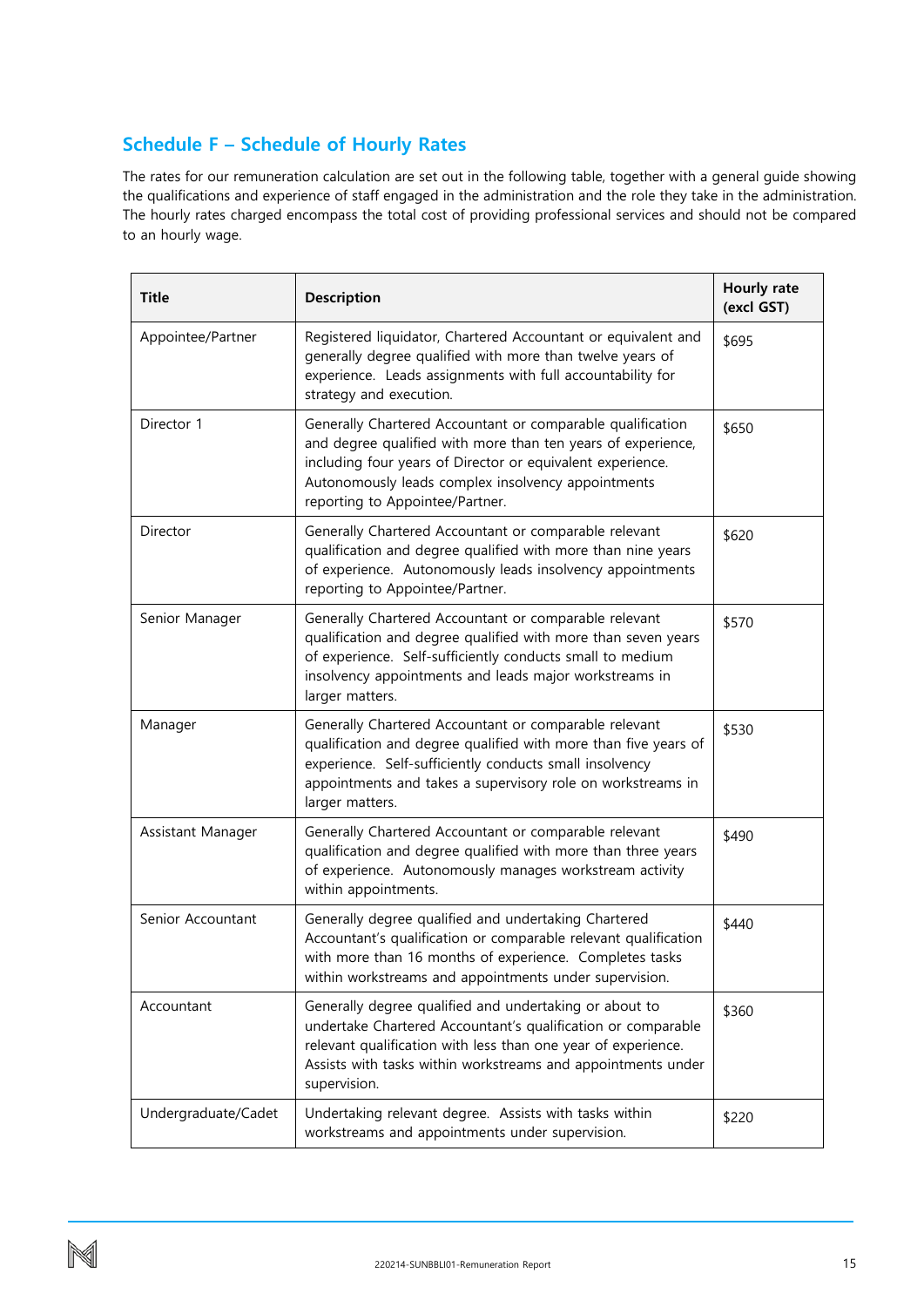## Schedule F – Schedule of Hourly Rates

The rates for our remuneration calculation are set out in the following table, together with a general guide showing the qualifications and experience of staff engaged in the administration and the role they take in the administration. The hourly rates charged encompass the total cost of providing professional services and should not be compared to an hourly wage.

| Title | Description | Hourly rate (excl GST) |
|---|---|---|
| Appointee/Partner | Registered liquidator, Chartered Accountant or equivalent and generally degree qualified with more than twelve years of experience. Leads assignments with full accountability for strategy and execution. | $695 |
| Director 1 | Generally Chartered Accountant or comparable qualification and degree qualified with more than ten years of experience, including four years of Director or equivalent experience. Autonomously leads complex insolvency appointments reporting to Appointee/Partner. | $650 |
| Director | Generally Chartered Accountant or comparable relevant qualification and degree qualified with more than nine years of experience. Autonomously leads insolvency appointments reporting to Appointee/Partner. | $620 |
| Senior Manager | Generally Chartered Accountant or comparable relevant qualification and degree qualified with more than seven years of experience. Self-sufficiently conducts small to medium insolvency appointments and leads major workstreams in larger matters. | $570 |
| Manager | Generally Chartered Accountant or comparable relevant qualification and degree qualified with more than five years of experience. Self-sufficiently conducts small insolvency appointments and takes a supervisory role on workstreams in larger matters. | $530 |
| Assistant Manager | Generally Chartered Accountant or comparable relevant qualification and degree qualified with more than three years of experience. Autonomously manages workstream activity within appointments. | $490 |
| Senior Accountant | Generally degree qualified and undertaking Chartered Accountant's qualification or comparable relevant qualification with more than 16 months of experience. Completes tasks within workstreams and appointments under supervision. | $440 |
| Accountant | Generally degree qualified and undertaking or about to undertake Chartered Accountant's qualification or comparable relevant qualification with less than one year of experience. Assists with tasks within workstreams and appointments under supervision. | $360 |
| Undergraduate/Cadet | Undertaking relevant degree. Assists with tasks within workstreams and appointments under supervision. | $220 |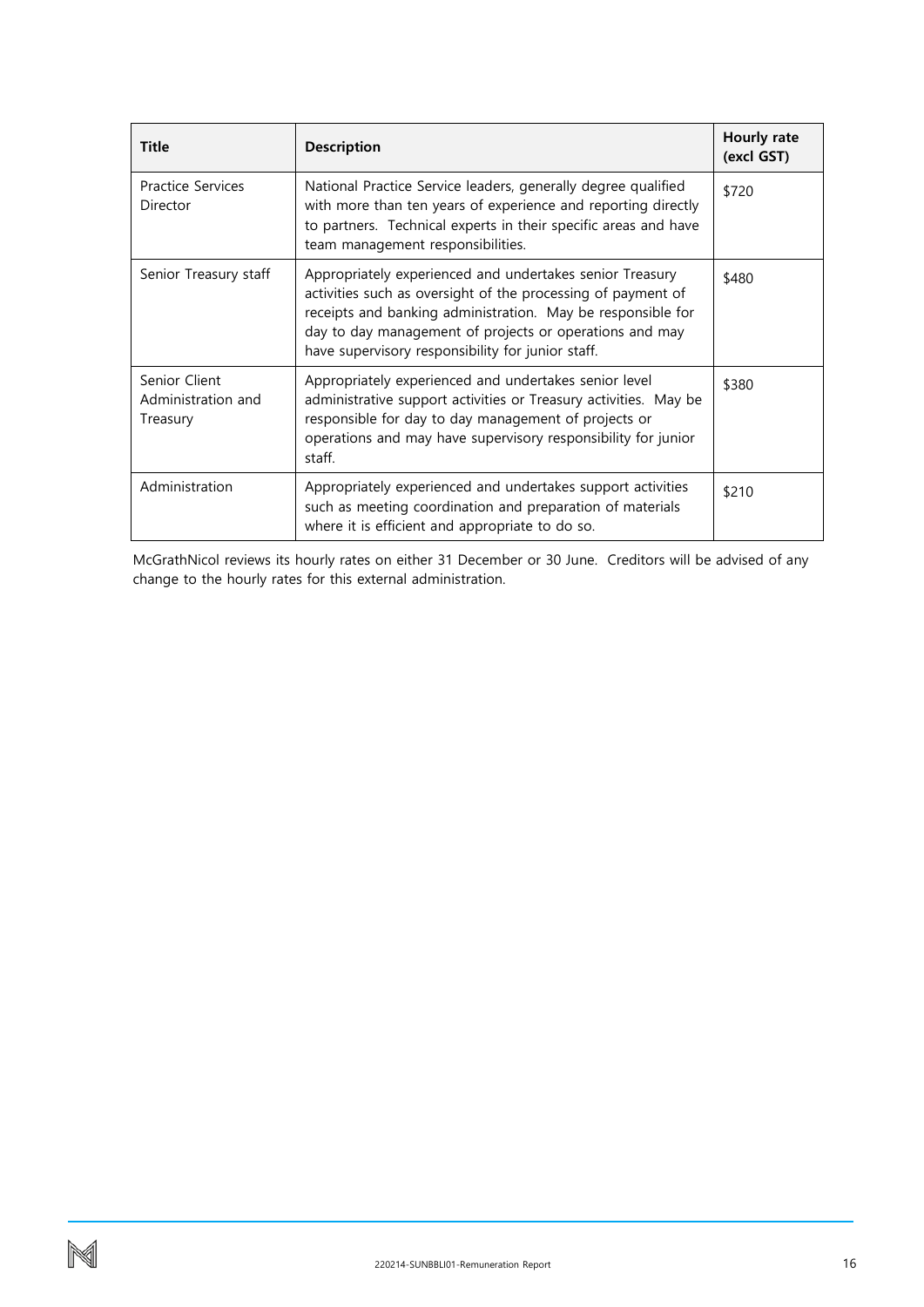| Title | Description | Hourly rate (excl GST) |
| --- | --- | --- |
| Practice Services Director | National Practice Service leaders, generally degree qualified with more than ten years of experience and reporting directly to partners. Technical experts in their specific areas and have team management responsibilities. | $720 |
| Senior Treasury staff | Appropriately experienced and undertakes senior Treasury activities such as oversight of the processing of payment of receipts and banking administration. May be responsible for day to day management of projects or operations and may have supervisory responsibility for junior staff. | $480 |
| Senior Client Administration and Treasury | Appropriately experienced and undertakes senior level administrative support activities or Treasury activities. May be responsible for day to day management of projects or operations and may have supervisory responsibility for junior staff. | $380 |
| Administration | Appropriately experienced and undertakes support activities such as meeting coordination and preparation of materials where it is efficient and appropriate to do so. | $210 |

McGrathNicol reviews its hourly rates on either 31 December or 30 June. Creditors will be advised of any change to the hourly rates for this external administration.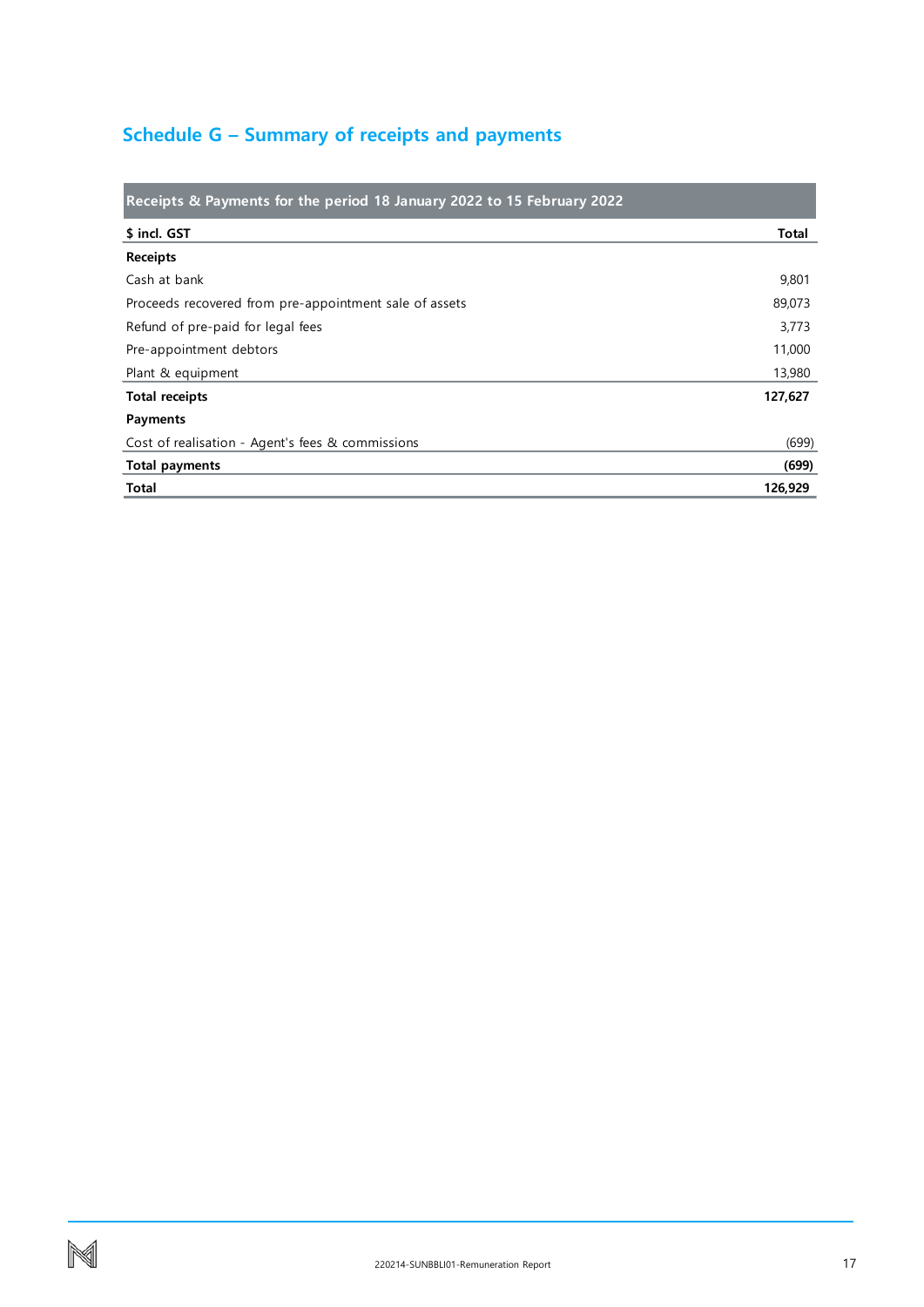## Schedule G – Summary of receipts and payments

| Receipts & Payments for the period 18 January 2022 to 15 February 2022 | |
|---|---|
| **$ incl. GST** | **Total** |
| **Receipts** | |
| Cash at bank | 9,801 |
| Proceeds recovered from pre-appointment sale of assets | 89,073 |
| Refund of pre-paid for legal fees | 3,773 |
| Pre-appointment debtors | 11,000 |
| Plant & equipment | 13,980 |
| **Total receipts** | **127,627** |
| **Payments** | |
| Cost of realisation - Agent's fees & commissions | (699) |
| **Total payments** | **(699)** |
| **Total** | **126,929** |